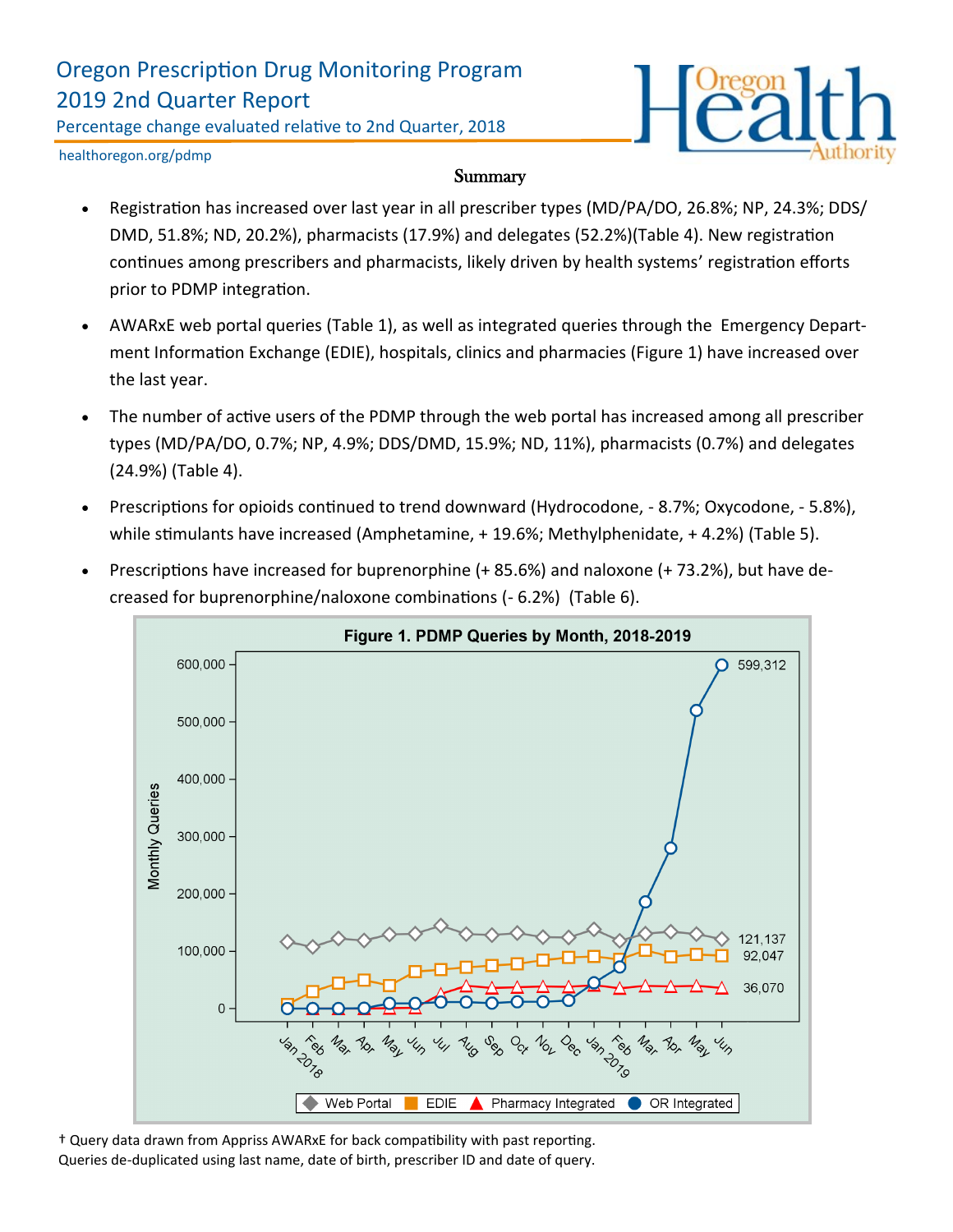# Oregon Prescription Drug Monitoring Program
## 2019 2nd Quarter Report

Percentage change evaluated relative to 2nd Quarter, 2018

healthoregon.org/pdmp

### Summary

- Registration has increased over last year in all prescriber types (MD/PA/DO, 26.8%; NP, 24.3%; DDS/DMD, 51.8%; ND, 20.2%), pharmacists (17.9%) and delegates (52.2%)(Table 4). New registration continues among prescribers and pharmacists, likely driven by health systems' registration efforts prior to PDMP integration.
- AWARxE web portal queries (Table 1), as well as integrated queries through the Emergency Department Information Exchange (EDIE), hospitals, clinics and pharmacies (Figure 1) have increased over the last year.
- The number of active users of the PDMP through the web portal has increased among all prescriber types (MD/PA/DO, 0.7%; NP, 4.9%; DDS/DMD, 15.9%; ND, 11%), pharmacists (0.7%) and delegates (24.9%) (Table 4).
- Prescriptions for opioids continued to trend downward (Hydrocodone, - 8.7%; Oxycodone, - 5.8%), while stimulants have increased (Amphetamine, + 19.6%; Methylphenidate, + 4.2%) (Table 5).
- Prescriptions have increased for buprenorphine (+ 85.6%) and naloxone (+ 73.2%), but have decreased for buprenorphine/naloxone combinations (- 6.2%) (Table 6).

**Figure 1. PDMP Queries by Month, 2018-2019**

† Query data drawn from Appriss AWARxE for back compatibility with past reporting.
Queries de-duplicated using last name, date of birth, prescriber ID and date of query.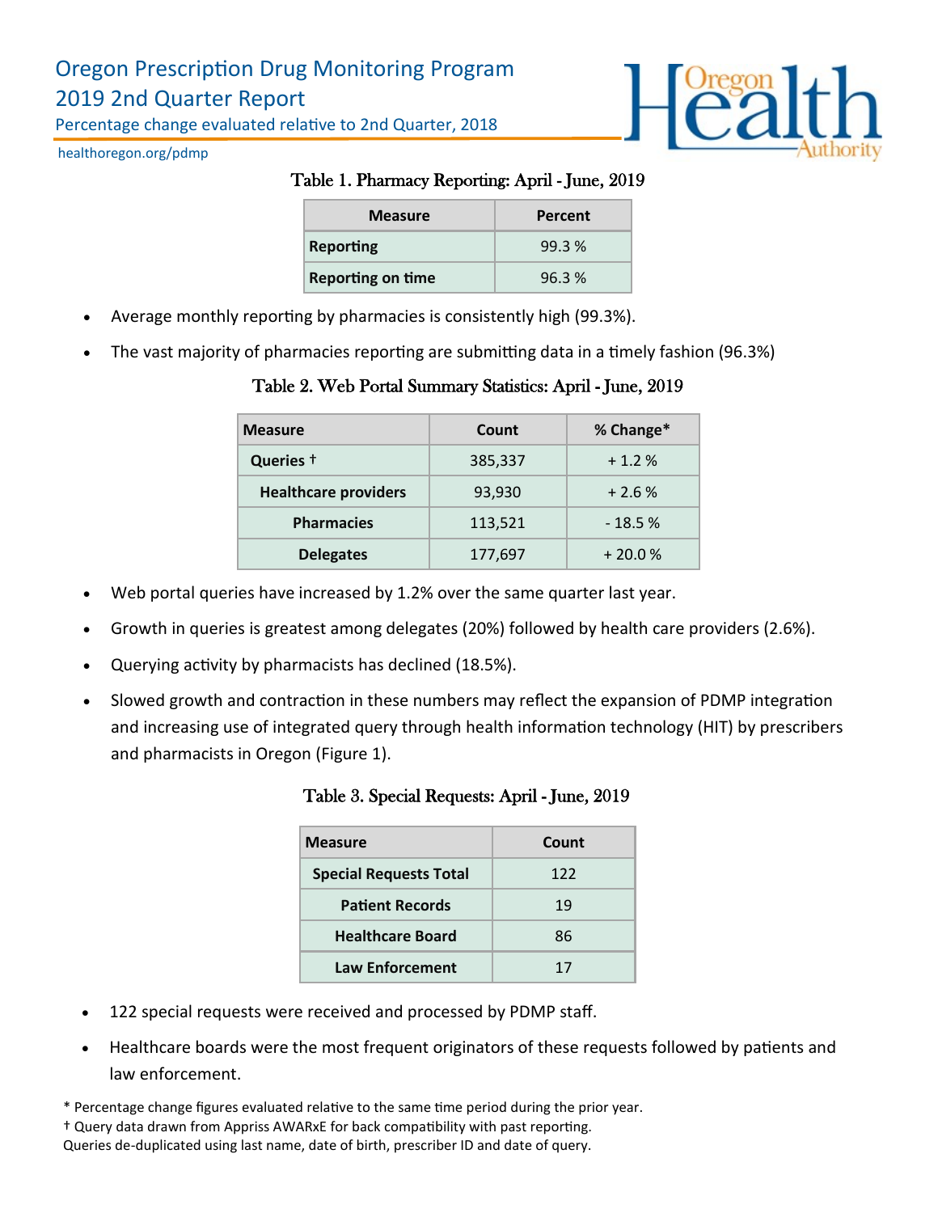# Oregon Prescription Drug Monitoring Program
## 2019 2nd Quarter Report

Percentage change evaluated relative to 2nd Quarter, 2018

healthoregon.org/pdmp

### Table 1. Pharmacy Reporting: April - June, 2019

| Measure | Percent |
|---|---|
| **Reporting** | 99.3 % |
| **Reporting on time** | 96.3 % |

- Average monthly reporting by pharmacies is consistently high (99.3%).
- The vast majority of pharmacies reporting are submitting data in a timely fashion (96.3%)

### Table 2. Web Portal Summary Statistics: April - June, 2019

| Measure | Count | % Change* |
|---|---|---|
| **Queries †** | 385,337 | + 1.2 % |
| **Healthcare providers** | 93,930 | + 2.6 % |
| **Pharmacies** | 113,521 | - 18.5 % |
| **Delegates** | 177,697 | + 20.0 % |

- Web portal queries have increased by 1.2% over the same quarter last year.
- Growth in queries is greatest among delegates (20%) followed by health care providers (2.6%).
- Querying activity by pharmacists has declined (18.5%).
- Slowed growth and contraction in these numbers may reflect the expansion of PDMP integration and increasing use of integrated query through health information technology (HIT) by prescribers and pharmacists in Oregon (Figure 1).

### Table 3. Special Requests: April - June, 2019

| Measure | Count |
|---|---|
| **Special Requests Total** | 122 |
| **Patient Records** | 19 |
| **Healthcare Board** | 86 |
| **Law Enforcement** | 17 |

- 122 special requests were received and processed by PDMP staff.
- Healthcare boards were the most frequent originators of these requests followed by patients and law enforcement.

\* Percentage change figures evaluated relative to the same time period during the prior year.

† Query data drawn from Appriss AWARxE for back compatibility with past reporting.

Queries de-duplicated using last name, date of birth, prescriber ID and date of query.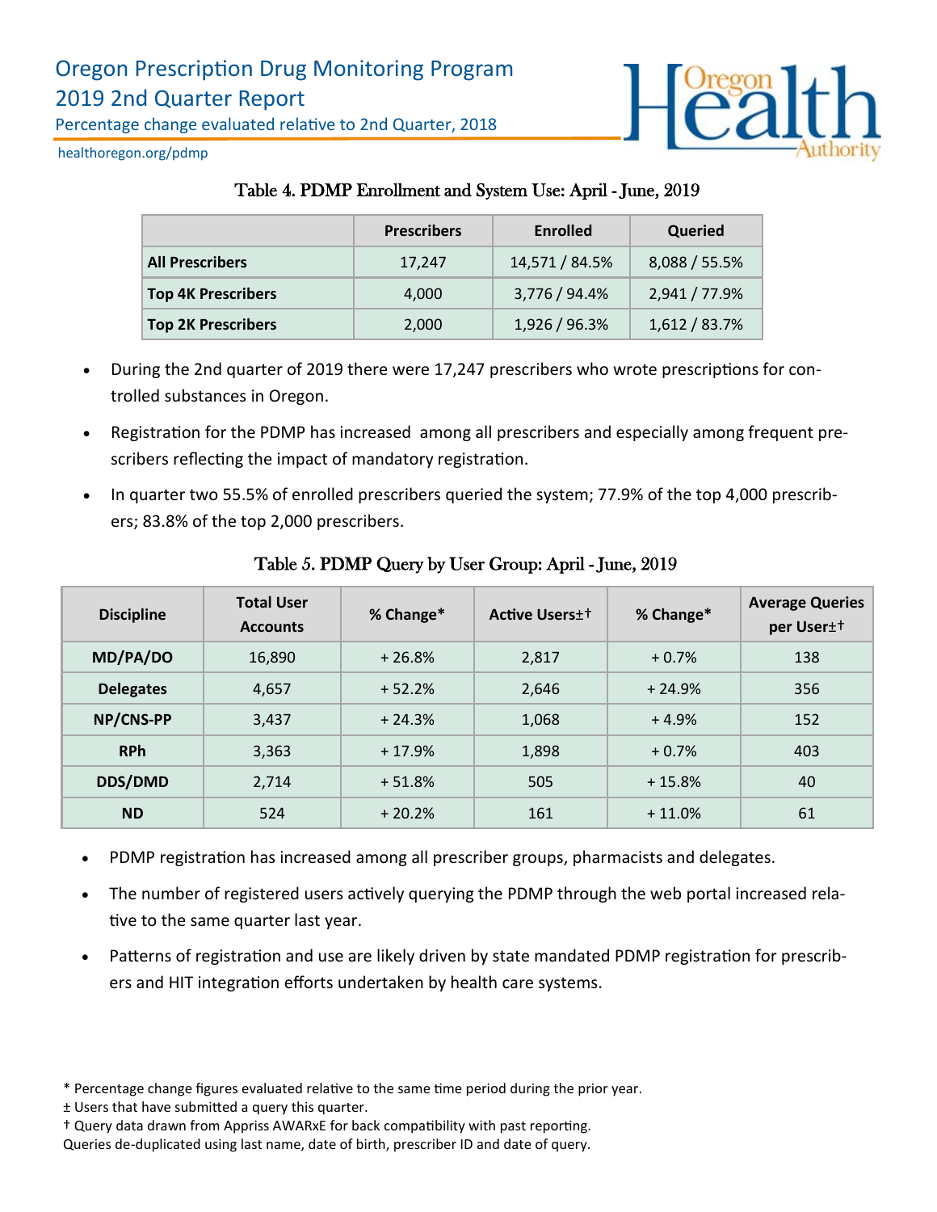# Oregon Prescription Drug Monitoring Program
## 2019 2nd Quarter Report

Percentage change evaluated relative to 2nd Quarter, 2018

healthoregon.org/pdmp

### Table 4. PDMP Enrollment and System Use: April - June, 2019

| | Prescribers | Enrolled | Queried |
|---|---|---|---|
| **All Prescribers** | 17,247 | 14,571 / 84.5% | 8,088 / 55.5% |
| **Top 4K Prescribers** | 4,000 | 3,776 / 94.4% | 2,941 / 77.9% |
| **Top 2K Prescribers** | 2,000 | 1,926 / 96.3% | 1,612 / 83.7% |

- During the 2nd quarter of 2019 there were 17,247 prescribers who wrote prescriptions for controlled substances in Oregon.
- Registration for the PDMP has increased among all prescribers and especially among frequent prescribers reflecting the impact of mandatory registration.
- In quarter two 55.5% of enrolled prescribers queried the system; 77.9% of the top 4,000 prescribers; 83.8% of the top 2,000 prescribers.

### Table 5. PDMP Query by User Group: April - June, 2019

| Discipline | Total User Accounts | % Change* | Active Users±† | % Change* | Average Queries per User±† |
|---|---|---|---|---|---|
| **MD/PA/DO** | 16,890 | + 26.8% | 2,817 | + 0.7% | 138 |
| **Delegates** | 4,657 | + 52.2% | 2,646 | + 24.9% | 356 |
| **NP/CNS-PP** | 3,437 | + 24.3% | 1,068 | + 4.9% | 152 |
| **RPh** | 3,363 | + 17.9% | 1,898 | + 0.7% | 403 |
| **DDS/DMD** | 2,714 | + 51.8% | 505 | + 15.8% | 40 |
| **ND** | 524 | + 20.2% | 161 | + 11.0% | 61 |

- PDMP registration has increased among all prescriber groups, pharmacists and delegates.
- The number of registered users actively querying the PDMP through the web portal increased relative to the same quarter last year.
- Patterns of registration and use are likely driven by state mandated PDMP registration for prescribers and HIT integration efforts undertaken by health care systems.

\* Percentage change figures evaluated relative to the same time period during the prior year.

± Users that have submitted a query this quarter.

† Query data drawn from Appriss AWARxE for back compatibility with past reporting.

Queries de-duplicated using last name, date of birth, prescriber ID and date of query.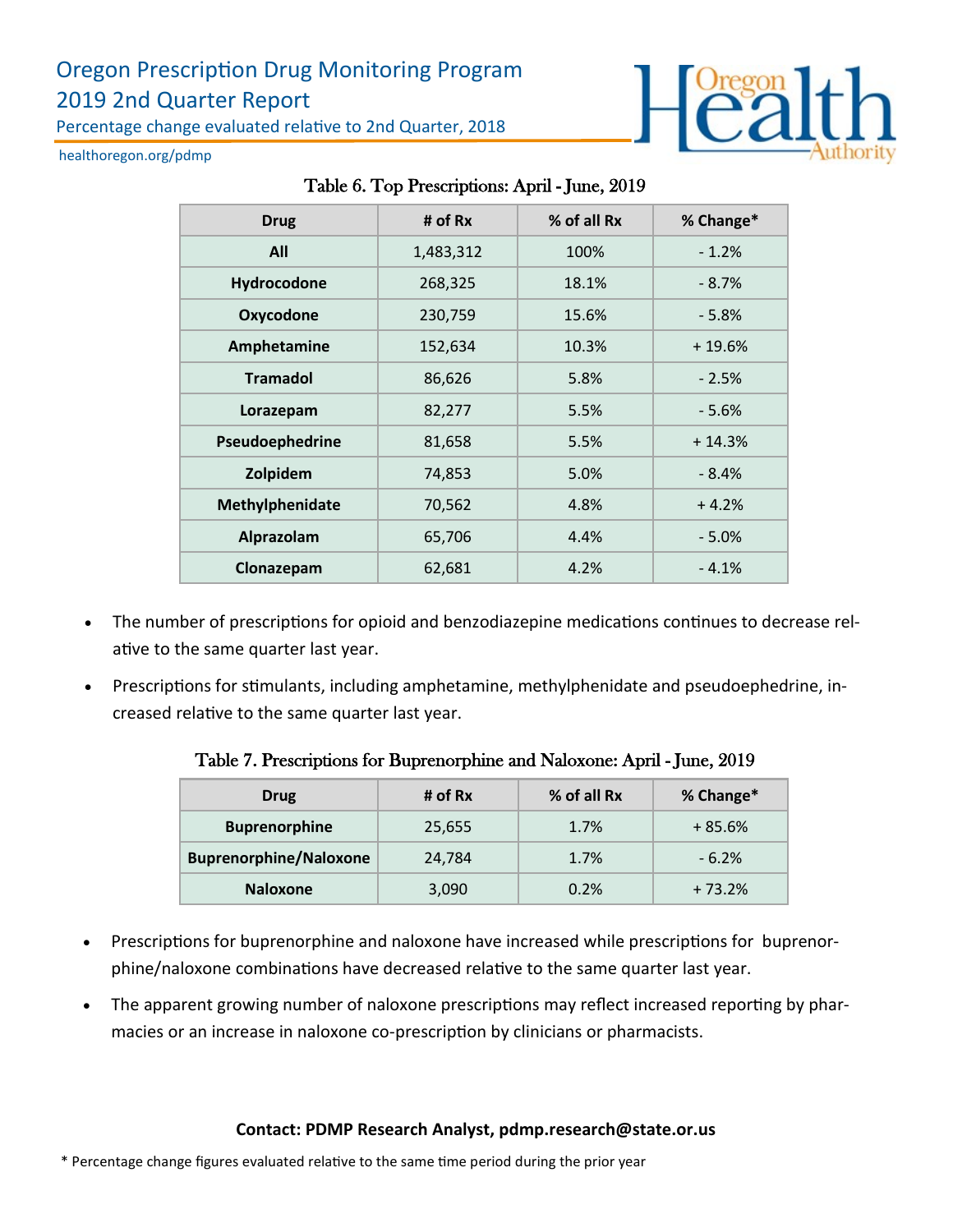# Oregon Prescription Drug Monitoring Program
## 2019 2nd Quarter Report

Percentage change evaluated relative to 2nd Quarter, 2018

healthoregon.org/pdmp

**Table 6. Top Prescriptions: April - June, 2019**

| Drug | # of Rx | % of all Rx | % Change* |
|---|---|---|---|
| **All** | 1,483,312 | 100% | - 1.2% |
| **Hydrocodone** | 268,325 | 18.1% | - 8.7% |
| **Oxycodone** | 230,759 | 15.6% | - 5.8% |
| **Amphetamine** | 152,634 | 10.3% | + 19.6% |
| **Tramadol** | 86,626 | 5.8% | - 2.5% |
| **Lorazepam** | 82,277 | 5.5% | - 5.6% |
| **Pseudoephedrine** | 81,658 | 5.5% | + 14.3% |
| **Zolpidem** | 74,853 | 5.0% | - 8.4% |
| **Methylphenidate** | 70,562 | 4.8% | + 4.2% |
| **Alprazolam** | 65,706 | 4.4% | - 5.0% |
| **Clonazepam** | 62,681 | 4.2% | - 4.1% |

- The number of prescriptions for opioid and benzodiazepine medications continues to decrease relative to the same quarter last year.
- Prescriptions for stimulants, including amphetamine, methylphenidate and pseudoephedrine, increased relative to the same quarter last year.

**Table 7. Prescriptions for Buprenorphine and Naloxone: April - June, 2019**

| Drug | # of Rx | % of all Rx | % Change* |
|---|---|---|---|
| **Buprenorphine** | 25,655 | 1.7% | + 85.6% |
| **Buprenorphine/Naloxone** | 24,784 | 1.7% | - 6.2% |
| **Naloxone** | 3,090 | 0.2% | + 73.2% |

- Prescriptions for buprenorphine and naloxone have increased while prescriptions for buprenorphine/naloxone combinations have decreased relative to the same quarter last year.
- The apparent growing number of naloxone prescriptions may reflect increased reporting by pharmacies or an increase in naloxone co-prescription by clinicians or pharmacists.

**Contact: PDMP Research Analyst, pdmp.research@state.or.us**

* Percentage change figures evaluated relative to the same time period during the prior year